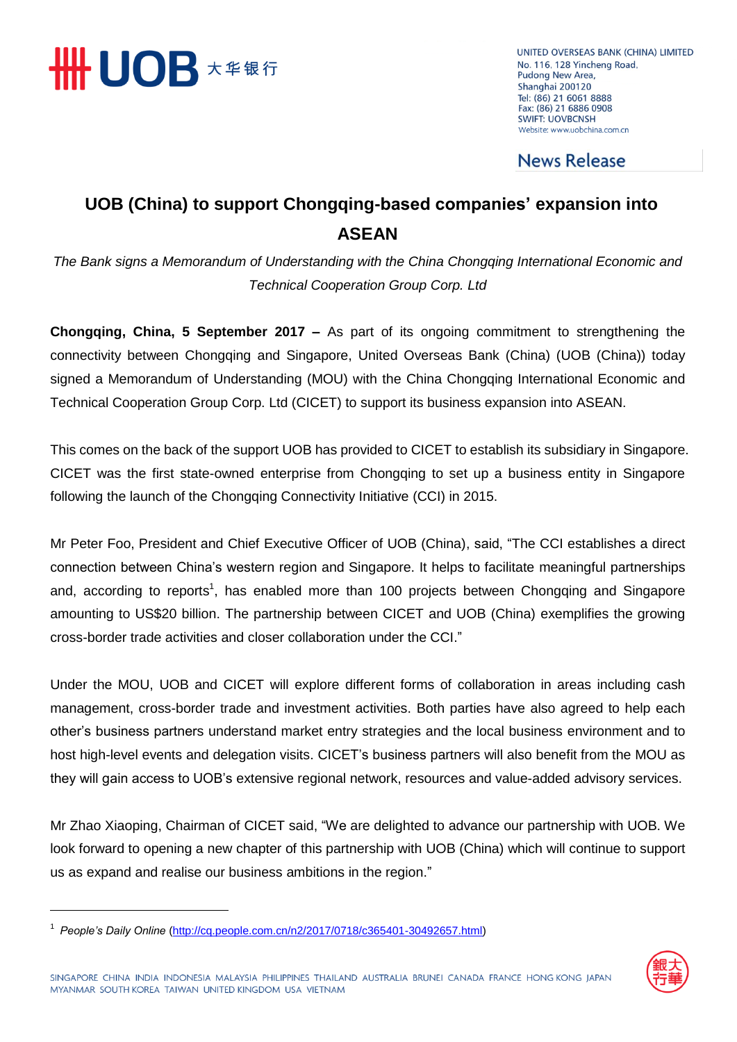UNITED OVERSEAS BANK (CHINA) LIMITED
No. 116, 128 Yincheng Road,
Pudong New Area,
Shanghai 200120
Tel: (86) 21 6061 8888
Fax: (86) 21 6886 0908
SWIFT: UOVBCNSH
Website: www.uobchina.com.cn

News Release

# UOB (China) to support Chongqing-based companies' expansion into ASEAN

*The Bank signs a Memorandum of Understanding with the China Chongqing International Economic and Technical Cooperation Group Corp. Ltd*

**Chongqing, China, 5 September 2017 –** As part of its ongoing commitment to strengthening the connectivity between Chongqing and Singapore, United Overseas Bank (China) (UOB (China)) today signed a Memorandum of Understanding (MOU) with the China Chongqing International Economic and Technical Cooperation Group Corp. Ltd (CICET) to support its business expansion into ASEAN.

This comes on the back of the support UOB has provided to CICET to establish its subsidiary in Singapore. CICET was the first state-owned enterprise from Chongqing to set up a business entity in Singapore following the launch of the Chongqing Connectivity Initiative (CCI) in 2015.

Mr Peter Foo, President and Chief Executive Officer of UOB (China), said, "The CCI establishes a direct connection between China's western region and Singapore. It helps to facilitate meaningful partnerships and, according to reports[1], has enabled more than 100 projects between Chongqing and Singapore amounting to US$20 billion. The partnership between CICET and UOB (China) exemplifies the growing cross-border trade activities and closer collaboration under the CCI."

Under the MOU, UOB and CICET will explore different forms of collaboration in areas including cash management, cross-border trade and investment activities. Both parties have also agreed to help each other's business partners understand market entry strategies and the local business environment and to host high-level events and delegation visits. CICET's business partners will also benefit from the MOU as they will gain access to UOB's extensive regional network, resources and value-added advisory services.

Mr Zhao Xiaoping, Chairman of CICET said, "We are delighted to advance our partnership with UOB. We look forward to opening a new chapter of this partnership with UOB (China) which will continue to support us as expand and realise our business ambitions in the region."

---

[1] *People's Daily Online* (http://cq.people.com.cn/n2/2017/0718/c365401-30492657.html)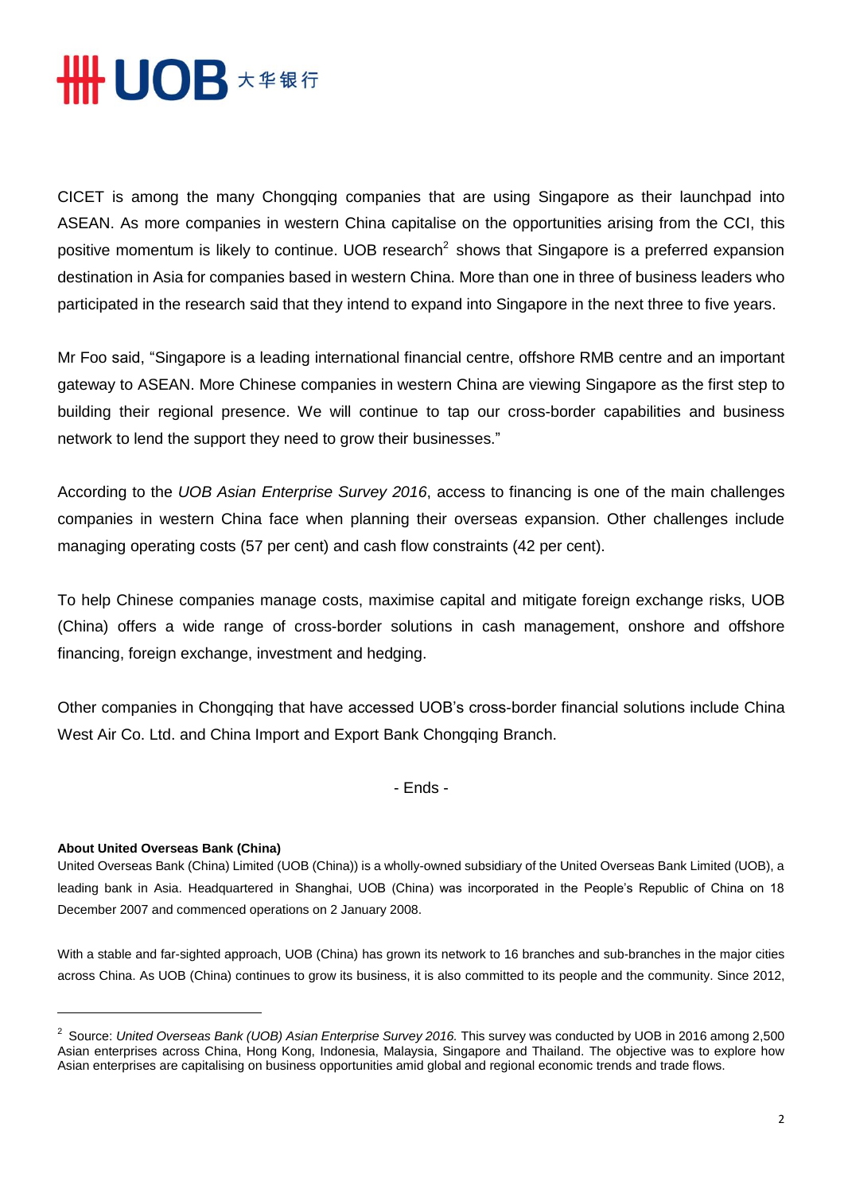CICET is among the many Chongqing companies that are using Singapore as their launchpad into ASEAN. As more companies in western China capitalise on the opportunities arising from the CCI, this positive momentum is likely to continue. UOB research[2] shows that Singapore is a preferred expansion destination in Asia for companies based in western China. More than one in three of business leaders who participated in the research said that they intend to expand into Singapore in the next three to five years.

Mr Foo said, "Singapore is a leading international financial centre, offshore RMB centre and an important gateway to ASEAN. More Chinese companies in western China are viewing Singapore as the first step to building their regional presence. We will continue to tap our cross-border capabilities and business network to lend the support they need to grow their businesses."

According to the *UOB Asian Enterprise Survey 2016*, access to financing is one of the main challenges companies in western China face when planning their overseas expansion. Other challenges include managing operating costs (57 per cent) and cash flow constraints (42 per cent).

To help Chinese companies manage costs, maximise capital and mitigate foreign exchange risks, UOB (China) offers a wide range of cross-border solutions in cash management, onshore and offshore financing, foreign exchange, investment and hedging.

Other companies in Chongqing that have accessed UOB's cross-border financial solutions include China West Air Co. Ltd. and China Import and Export Bank Chongqing Branch.

- Ends -

**About United Overseas Bank (China)**

United Overseas Bank (China) Limited (UOB (China)) is a wholly-owned subsidiary of the United Overseas Bank Limited (UOB), a leading bank in Asia. Headquartered in Shanghai, UOB (China) was incorporated in the People's Republic of China on 18 December 2007 and commenced operations on 2 January 2008.

With a stable and far-sighted approach, UOB (China) has grown its network to 16 branches and sub-branches in the major cities across China. As UOB (China) continues to grow its business, it is also committed to its people and the community. Since 2012,

---

[2] Source: *United Overseas Bank (UOB) Asian Enterprise Survey 2016.* This survey was conducted by UOB in 2016 among 2,500 Asian enterprises across China, Hong Kong, Indonesia, Malaysia, Singapore and Thailand. The objective was to explore how Asian enterprises are capitalising on business opportunities amid global and regional economic trends and trade flows.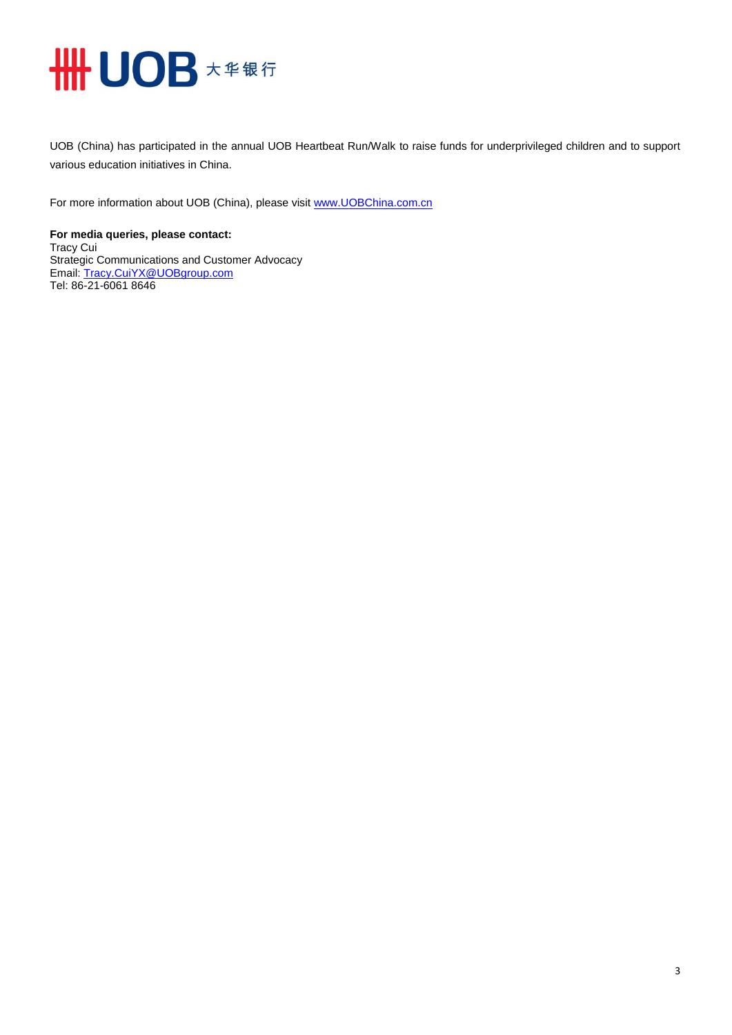UOB (China) has participated in the annual UOB Heartbeat Run/Walk to raise funds for underprivileged children and to support various education initiatives in China.

For more information about UOB (China), please visit www.UOBChina.com.cn

**For media queries, please contact:**
Tracy Cui
Strategic Communications and Customer Advocacy
Email: Tracy.CuiYX@UOBgroup.com
Tel: 86-21-6061 8646